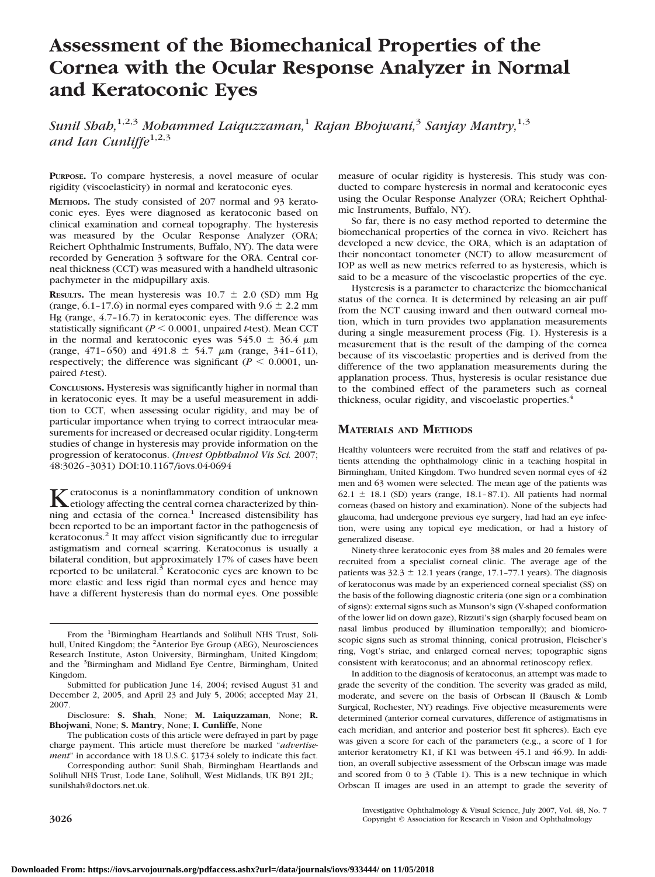# Assessment of the Biomechanical Properties of the Cornea with the Ocular Response Analyzer in Normal and Keratoconic Eyes

*Sunil Shah,[1,2,3] Mohammed Laiquzzaman,[1] Rajan Bhojwani,[3] Sanjay Mantry,[1,3] and Ian Cunliffe[1,2,3]*

**PURPOSE.** To compare hysteresis, a novel measure of ocular rigidity (viscoelasticity) in normal and keratoconic eyes.

**METHODS.** The study consisted of 207 normal and 93 keratoconic eyes. Eyes were diagnosed as keratoconic based on clinical examination and corneal topography. The hysteresis was measured by the Ocular Response Analyzer (ORA; Reichert Ophthalmic Instruments, Buffalo, NY). The data were recorded by Generation 3 software for the ORA. Central corneal thickness (CCT) was measured with a handheld ultrasonic pachymeter in the midpupillary axis.

**RESULTS.** The mean hysteresis was 10.7 ± 2.0 (SD) mm Hg (range, 6.1–17.6) in normal eyes compared with 9.6 ± 2.2 mm Hg (range, 4.7–16.7) in keratoconic eyes. The difference was statistically significant ($P < 0.0001$, unpaired *t*-test). Mean CCT in the normal and keratoconic eyes was 545.0 ± 36.4 μm (range, 471–650) and 491.8 ± 54.7 μm (range, 341–611), respectively; the difference was significant ($P < 0.0001$, unpaired *t*-test).

**CONCLUSIONS.** Hysteresis was significantly higher in normal than in keratoconic eyes. It may be a useful measurement in addition to CCT, when assessing ocular rigidity, and may be of particular importance when trying to correct intraocular measurements for increased or decreased ocular rigidity. Long-term studies of change in hysteresis may provide information on the progression of keratoconus. (*Invest Ophthalmol Vis Sci.* 2007; 48:3026–3031) DOI:10.1167/iovs.04-0694

Keratoconus is a noninflammatory condition of unknown etiology affecting the central cornea characterized by thinning and ectasia of the cornea.[1] Increased distensibility has been reported to be an important factor in the pathogenesis of keratoconus.[2] It may affect vision significantly due to irregular astigmatism and corneal scarring. Keratoconus is usually a bilateral condition, but approximately 17% of cases have been reported to be unilateral.[3] Keratoconic eyes are known to be more elastic and less rigid than normal eyes and hence may have a different hysteresis than do normal eyes. One possible measure of ocular rigidity is hysteresis. This study was conducted to compare hysteresis in normal and keratoconic eyes using the Ocular Response Analyzer (ORA; Reichert Ophthalmic Instruments, Buffalo, NY).

So far, there is no easy method reported to determine the biomechanical properties of the cornea in vivo. Reichert has developed a new device, the ORA, which is an adaptation of their noncontact tonometer (NCT) to allow measurement of IOP as well as new metrics referred to as hysteresis, which is said to be a measure of the viscoelastic properties of the eye.

Hysteresis is a parameter to characterize the biomechanical status of the cornea. It is determined by releasing an air puff from the NCT causing inward and then outward corneal motion, which in turn provides two applanation measurements during a single measurement process (Fig. 1). Hysteresis is a measurement that is the result of the damping of the cornea because of its viscoelastic properties and is derived from the difference of the two applanation measurements during the applanation process. Thus, hysteresis is ocular resistance due to the combined effect of the parameters such as corneal thickness, ocular rigidity, and viscoelastic properties.[4]

## MATERIALS AND METHODS

Healthy volunteers were recruited from the staff and relatives of patients attending the ophthalmology clinic in a teaching hospital in Birmingham, United Kingdom. Two hundred seven normal eyes of 42 men and 63 women were selected. The mean age of the patients was 62.1 ± 18.1 (SD) years (range, 18.1–87.1). All patients had normal corneas (based on history and examination). None of the subjects had glaucoma, had undergone previous eye surgery, had had an eye infection, were using any topical eye medication, or had a history of generalized disease.

Ninety-three keratoconic eyes from 38 males and 20 females were recruited from a specialist corneal clinic. The average age of the patients was 32.3 ± 12.1 years (range, 17.1–77.1 years). The diagnosis of keratoconus was made by an experienced corneal specialist (SS) on the basis of the following diagnostic criteria (one sign or a combination of signs): external signs such as Munson's sign (V-shaped conformation of the lower lid on down gaze), Rizzuti's sign (sharply focused beam on nasal limbus produced by illumination temporally); and biomicroscopic signs such as stromal thinning, conical protrusion, Fleischer's ring, Vogt's striae, and enlarged corneal nerves; topographic signs consistent with keratoconus; and an abnormal retinoscopy reflex.

In addition to the diagnosis of keratoconus, an attempt was made to grade the severity of the condition. The severity was graded as mild, moderate, and severe on the basis of Orbscan II (Bausch & Lomb Surgical, Rochester, NY) readings. Five objective measurements were determined (anterior corneal curvatures, difference of astigmatisms in each meridian, and anterior and posterior best fit spheres). Each eye was given a score for each of the parameters (e.g., a score of 1 for anterior keratometry K1, if K1 was between 45.1 and 46.9). In addition, an overall subjective assessment of the Orbscan image was made and scored from 0 to 3 (Table 1). This is a new technique in which Orbscan II images are used in an attempt to grade the severity of

From the [1]Birmingham Heartlands and Solihull NHS Trust, Solihull, United Kingdom; the [2]Anterior Eye Group (AEG), Neurosciences Research Institute, Aston University, Birmingham, United Kingdom; and the [3]Birmingham and Midland Eye Centre, Birmingham, United Kingdom.

Submitted for publication June 14, 2004; revised August 31 and December 2, 2005, and April 23 and July 5, 2006; accepted May 21, 2007.

Disclosure: **S. Shah**, None; **M. Laiquzzaman**, None; **R. Bhojwani**, None; **S. Mantry**, None; **I. Cunliffe**, None

The publication costs of this article were defrayed in part by page charge payment. This article must therefore be marked "*advertisement*" in accordance with 18 U.S.C. §1734 solely to indicate this fact.

Corresponding author: Sunil Shah, Birmingham Heartlands and Solihull NHS Trust, Lode Lane, Solihull, West Midlands, UK B91 2JL; sunilshah@doctors.net.uk.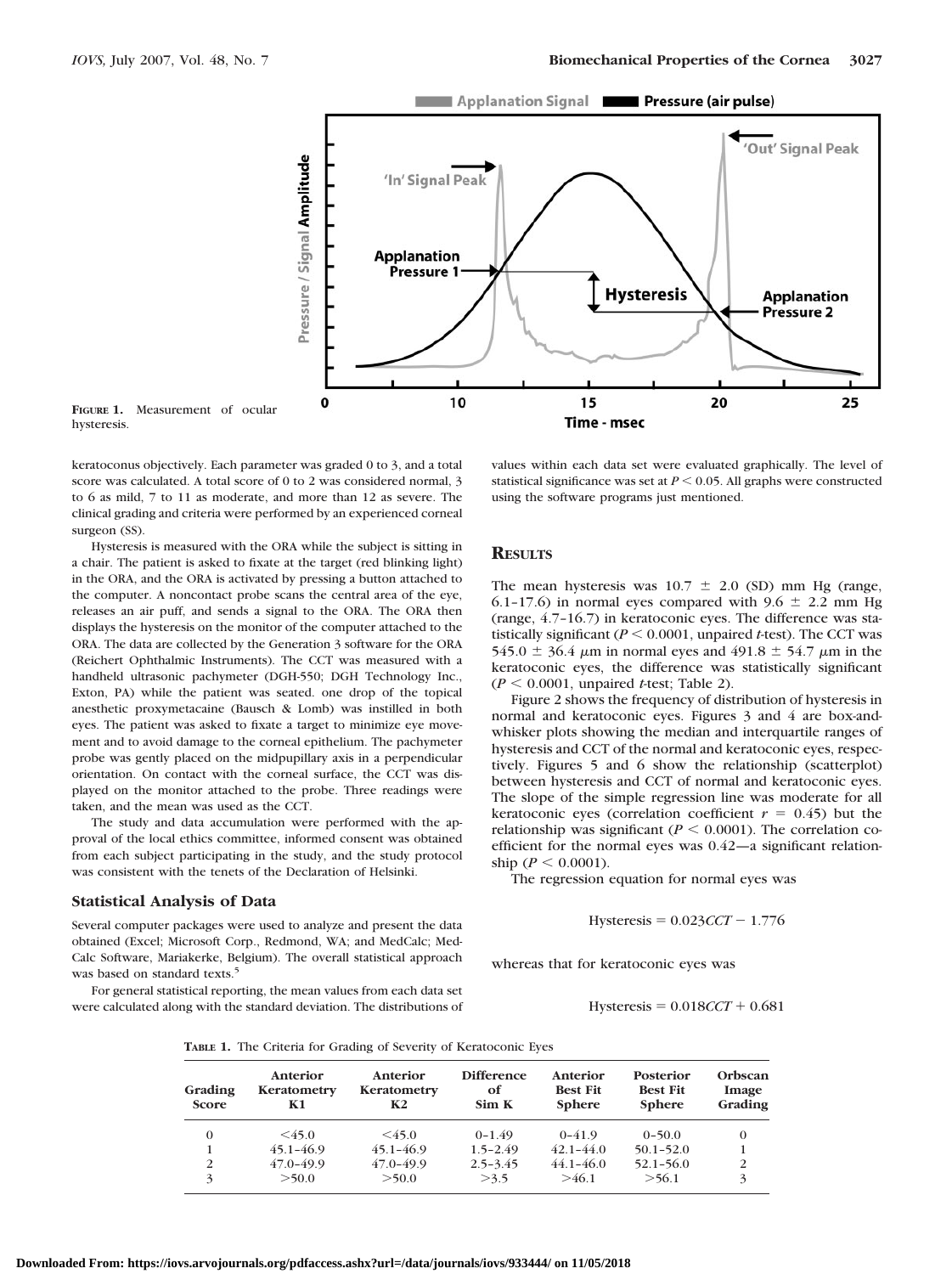FIGURE 1. Measurement of ocular hysteresis.

keratoconus objectively. Each parameter was graded 0 to 3, and a total score was calculated. A total score of 0 to 2 was considered normal, 3 to 6 as mild, 7 to 11 as moderate, and more than 12 as severe. The clinical grading and criteria were performed by an experienced corneal surgeon (SS).

Hysteresis is measured with the ORA while the subject is sitting in a chair. The patient is asked to fixate at the target (red blinking light) in the ORA, and the ORA is activated by pressing a button attached to the computer. A noncontact probe scans the central area of the eye, releases an air puff, and sends a signal to the ORA. The ORA then displays the hysteresis on the monitor of the computer attached to the ORA. The data are collected by the Generation 3 software for the ORA (Reichert Ophthalmic Instruments). The CCT was measured with a handheld ultrasonic pachymeter (DGH-550; DGH Technology Inc., Exton, PA) while the patient was seated. one drop of the topical anesthetic proxymetacaine (Bausch & Lomb) was instilled in both eyes. The patient was asked to fixate a target to minimize eye movement and to avoid damage to the corneal epithelium. The pachymeter probe was gently placed on the midpupillary axis in a perpendicular orientation. On contact with the corneal surface, the CCT was displayed on the monitor attached to the probe. Three readings were taken, and the mean was used as the CCT.

The study and data accumulation were performed with the approval of the local ethics committee, informed consent was obtained from each subject participating in the study, and the study protocol was consistent with the tenets of the Declaration of Helsinki.

### Statistical Analysis of Data

Several computer packages were used to analyze and present the data obtained (Excel; Microsoft Corp., Redmond, WA; and MedCalc; MedCalc Software, Mariakerke, Belgium). The overall statistical approach was based on standard texts.[5]

For general statistical reporting, the mean values from each data set were calculated along with the standard deviation. The distributions of values within each data set were evaluated graphically. The level of statistical significance was set at $P < 0.05$. All graphs were constructed using the software programs just mentioned.

## Results

The mean hysteresis was $10.7 \pm 2.0$ (SD) mm Hg (range, 6.1–17.6) in normal eyes compared with $9.6 \pm 2.2$ mm Hg (range, 4.7–16.7) in keratoconic eyes. The difference was statistically significant ($P < 0.0001$, unpaired *t*-test). The CCT was $545.0 \pm 36.4$ µm in normal eyes and $491.8 \pm 54.7$ µm in the keratoconic eyes, the difference was statistically significant ($P < 0.0001$, unpaired *t*-test; Table 2).

Figure 2 shows the frequency of distribution of hysteresis in normal and keratoconic eyes. Figures 3 and 4 are box-and-whisker plots showing the median and interquartile ranges of hysteresis and CCT of the normal and keratoconic eyes, respectively. Figures 5 and 6 show the relationship (scatterplot) between hysteresis and CCT of normal and keratoconic eyes. The slope of the simple regression line was moderate for all keratoconic eyes (correlation coefficient $r = 0.45$) but the relationship was significant ($P < 0.0001$). The correlation coefficient for the normal eyes was 0.42—a significant relationship ($P < 0.0001$).

The regression equation for normal eyes was

$$\text{Hysteresis} = 0.023CCT - 1.776$$

whereas that for keratoconic eyes was

$$\text{Hysteresis} = 0.018CCT + 0.681$$

**TABLE 1.** The Criteria for Grading of Severity of Keratoconic Eyes

| Grading Score | Anterior Keratometry K1 | Anterior Keratometry K2 | Difference of Sim K | Anterior Best Fit Sphere | Posterior Best Fit Sphere | Orbscan Image Grading |
|---|---|---|---|---|---|---|
| 0 | <45.0 | <45.0 | 0–1.49 | 0–41.9 | 0–50.0 | 0 |
| 1 | 45.1–46.9 | 45.1–46.9 | 1.5–2.49 | 42.1–44.0 | 50.1–52.0 | 1 |
| 2 | 47.0–49.9 | 47.0–49.9 | 2.5–3.45 | 44.1–46.0 | 52.1–56.0 | 2 |
| 3 | >50.0 | >50.0 | >3.5 | >46.1 | >56.1 | 3 |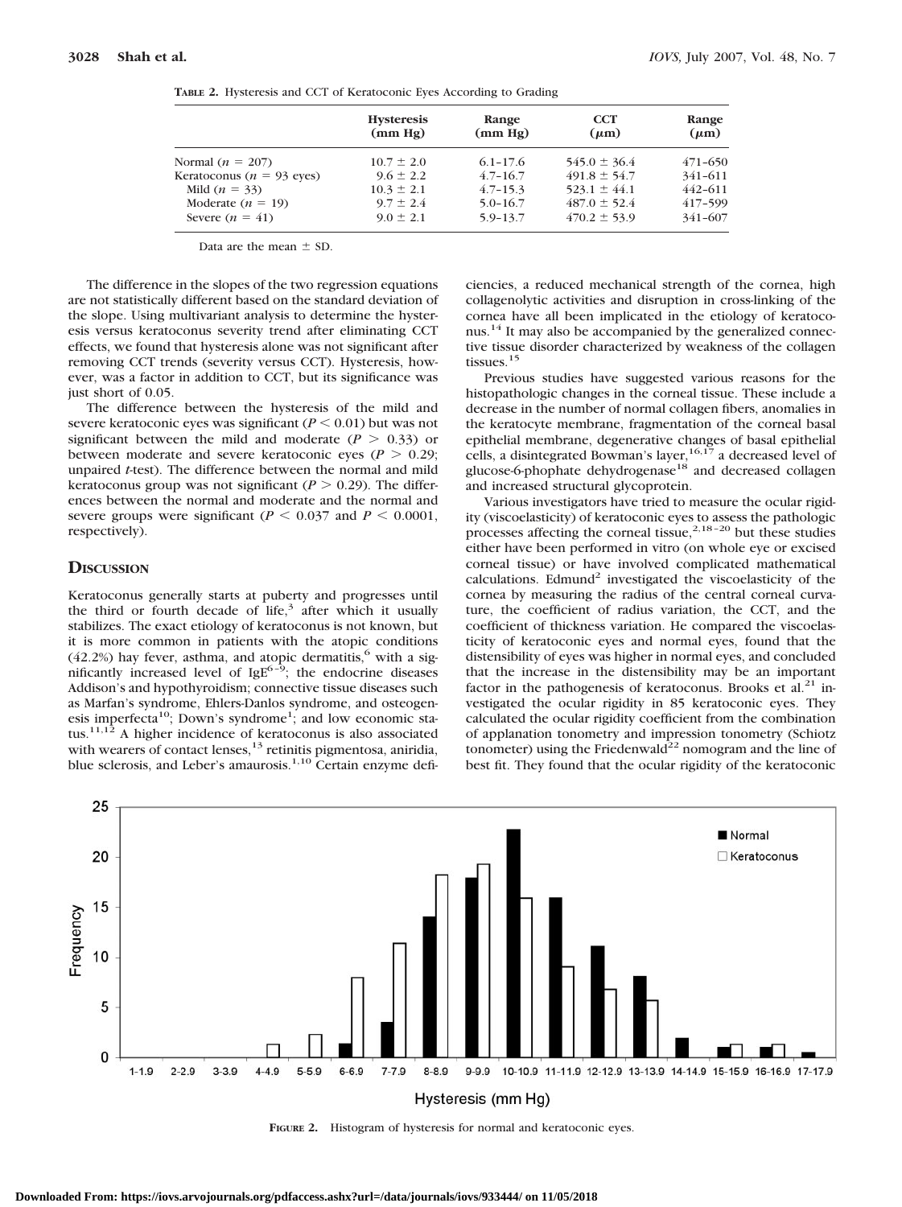**TABLE 2.** Hysteresis and CCT of Keratoconic Eyes According to Grading

| | Hysteresis (mm Hg) | Range (mm Hg) | CCT (μm) | Range (μm) |
|---|---|---|---|---|
| Normal ($n$ = 207) | 10.7 ± 2.0 | 6.1–17.6 | 545.0 ± 36.4 | 471–650 |
| Keratoconus ($n$ = 93 eyes) | 9.6 ± 2.2 | 4.7–16.7 | 491.8 ± 54.7 | 341–611 |
| Mild ($n$ = 33) | 10.3 ± 2.1 | 4.7–15.3 | 523.1 ± 44.1 | 442–611 |
| Moderate ($n$ = 19) | 9.7 ± 2.4 | 5.0–16.7 | 487.0 ± 52.4 | 417–599 |
| Severe ($n$ = 41) | 9.0 ± 2.1 | 5.9–13.7 | 470.2 ± 53.9 | 341–607 |

Data are the mean ± SD.

The difference in the slopes of the two regression equations are not statistically different based on the standard deviation of the slope. Using multivariant analysis to determine the hysteresis versus keratoconus severity trend after eliminating CCT effects, we found that hysteresis alone was not significant after removing CCT trends (severity versus CCT). Hysteresis, however, was a factor in addition to CCT, but its significance was just short of 0.05.

The difference between the hysteresis of the mild and severe keratoconic eyes was significant ($P < 0.01$) but was not significant between the mild and moderate ($P > 0.33$) or between moderate and severe keratoconic eyes ($P > 0.29$; unpaired $t$-test). The difference between the normal and mild keratoconus group was not significant ($P > 0.29$). The differences between the normal and moderate and the normal and severe groups were significant ($P < 0.037$ and $P < 0.0001$, respectively).

## Discussion

Keratoconus generally starts at puberty and progresses until the third or fourth decade of life,[3] after which it usually stabilizes. The exact etiology of keratoconus is not known, but it is more common in patients with the atopic conditions (42.2%) hay fever, asthma, and atopic dermatitis,[6] with a significantly increased level of IgE[6–9]; the endocrine diseases Addison's and hypothyroidism; connective tissue diseases such as Marfan's syndrome, Ehlers-Danlos syndrome, and osteogenesis imperfecta[10]; Down's syndrome[1]; and low economic status.[11,12] A higher incidence of keratoconus is also associated with wearers of contact lenses,[13] retinitis pigmentosa, aniridia, blue sclerosis, and Leber's amaurosis.[1,10] Certain enzyme deficiencies, a reduced mechanical strength of the cornea, high collagenolytic activities and disruption in cross-linking of the cornea have all been implicated in the etiology of keratoconus.[14] It may also be accompanied by the generalized connective tissue disorder characterized by weakness of the collagen tissues.[15]

Previous studies have suggested various reasons for the histopathologic changes in the corneal tissue. These include a decrease in the number of normal collagen fibers, anomalies in the keratocyte membrane, fragmentation of the corneal basal epithelial membrane, degenerative changes of basal epithelial cells, a disintegrated Bowman's layer,[16,17] a decreased level of glucose-6-phophate dehydrogenase[18] and decreased collagen and increased structural glycoprotein.

Various investigators have tried to measure the ocular rigidity (viscoelasticity) of keratoconic eyes to assess the pathologic processes affecting the corneal tissue,[2,18–20] but these studies either have been performed in vitro (on whole eye or excised corneal tissue) or have involved complicated mathematical calculations. Edmund[2] investigated the viscoelasticity of the cornea by measuring the radius of the central corneal curvature, the coefficient of radius variation, the CCT, and the coefficient of thickness variation. He compared the viscoelasticity of keratoconic eyes and normal eyes, found that the distensibility of eyes was higher in normal eyes, and concluded that the increase in the distensibility may be an important factor in the pathogenesis of keratoconus. Brooks et al.[21] investigated the ocular rigidity in 85 keratoconic eyes. They calculated the ocular rigidity coefficient from the combination of applanation tonometry and impression tonometry (Schiotz tonometer) using the Friedenwald[22] nomogram and the line of best fit. They found that the ocular rigidity of the keratoconic

**FIGURE 2.** Histogram of hysteresis for normal and keratoconic eyes.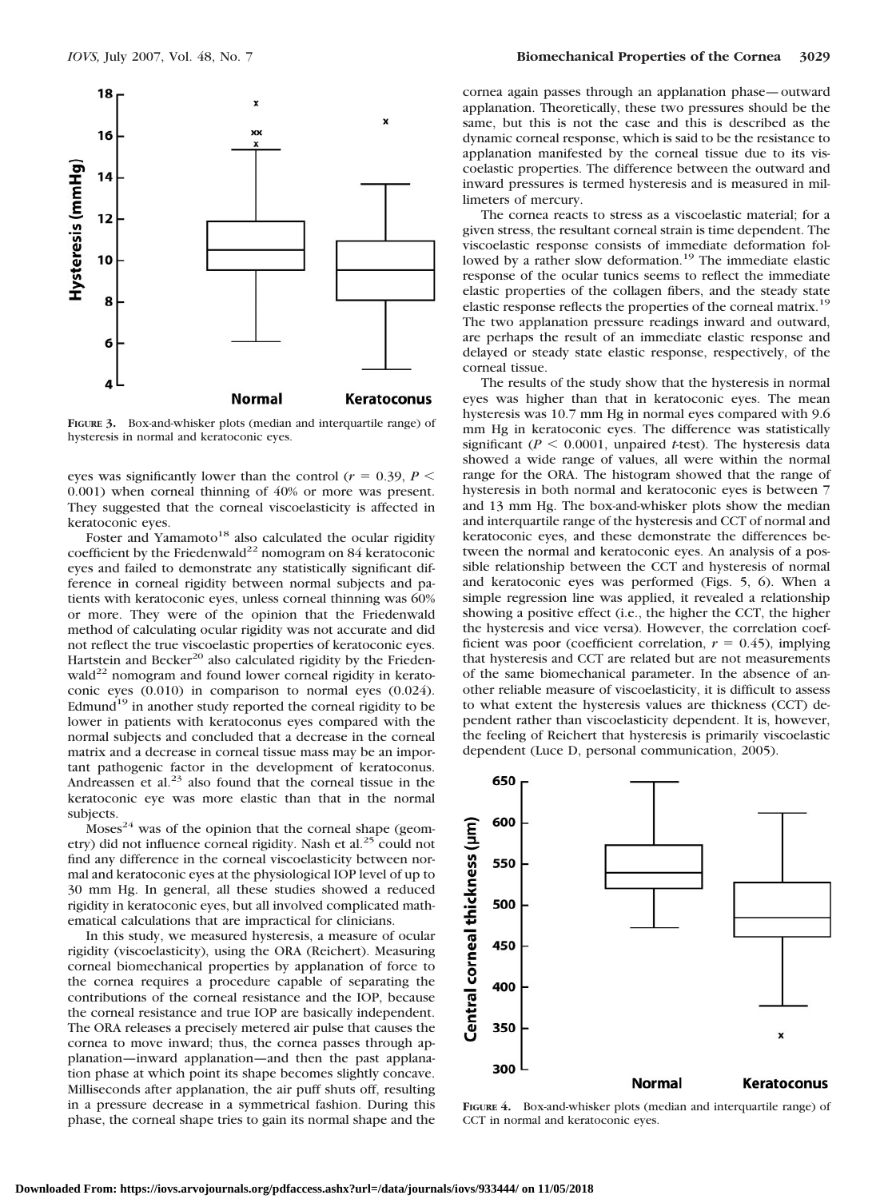**Figure 3.** Box-and-whisker plots (median and interquartile range) of hysteresis in normal and keratoconic eyes.

eyes was significantly lower than the control ($r = 0.39$, $P < 0.001$) when corneal thinning of 40% or more was present. They suggested that the corneal viscoelasticity is affected in keratoconic eyes.

Foster and Yamamoto[18] also calculated the ocular rigidity coefficient by the Friedenwald[22] nomogram on 84 keratoconic eyes and failed to demonstrate any statistically significant difference in corneal rigidity between normal subjects and patients with keratoconic eyes, unless corneal thinning was 60% or more. They were of the opinion that the Friedenwald method of calculating ocular rigidity was not accurate and did not reflect the true viscoelastic properties of keratoconic eyes. Hartstein and Becker[20] also calculated rigidity by the Friedenwald[22] nomogram and found lower corneal rigidity in keratoconic eyes (0.010) in comparison to normal eyes (0.024). Edmund[19] in another study reported the corneal rigidity to be lower in patients with keratoconus eyes compared with the normal subjects and concluded that a decrease in the corneal matrix and a decrease in corneal tissue mass may be an important pathogenic factor in the development of keratoconus. Andreassen et al.[23] also found that the corneal tissue in the keratoconic eye was more elastic than that in the normal subjects.

Moses[24] was of the opinion that the corneal shape (geometry) did not influence corneal rigidity. Nash et al.[25] could not find any difference in the corneal viscoelasticity between normal and keratoconic eyes at the physiological IOP level of up to 30 mm Hg. In general, all these studies showed a reduced rigidity in keratoconic eyes, but all involved complicated mathematical calculations that are impractical for clinicians.

In this study, we measured hysteresis, a measure of ocular rigidity (viscoelasticity), using the ORA (Reichert). Measuring corneal biomechanical properties by applanation of force to the cornea requires a procedure capable of separating the contributions of the corneal resistance and the IOP, because the corneal resistance and true IOP are basically independent. The ORA releases a precisely metered air pulse that causes the cornea to move inward; thus, the cornea passes through applanation—inward applanation—and then the past applanation phase at which point its shape becomes slightly concave. Milliseconds after applanation, the air puff shuts off, resulting in a pressure decrease in a symmetrical fashion. During this phase, the corneal shape tries to gain its normal shape and the cornea again passes through an applanation phase—outward applanation. Theoretically, these two pressures should be the same, but this is not the case and this is described as the dynamic corneal response, which is said to be the resistance to applanation manifested by the corneal tissue due to its viscoelastic properties. The difference between the outward and inward pressures is termed hysteresis and is measured in millimeters of mercury.

The cornea reacts to stress as a viscoelastic material; for a given stress, the resultant corneal strain is time dependent. The viscoelastic response consists of immediate deformation followed by a rather slow deformation.[19] The immediate elastic response of the ocular tunics seems to reflect the immediate elastic properties of the collagen fibers, and the steady state elastic response reflects the properties of the corneal matrix.[19] The two applanation pressure readings inward and outward, are perhaps the result of an immediate elastic response and delayed or steady state elastic response, respectively, of the corneal tissue.

The results of the study show that the hysteresis in normal eyes was higher than that in keratoconic eyes. The mean hysteresis was 10.7 mm Hg in normal eyes compared with 9.6 mm Hg in keratoconic eyes. The difference was statistically significant ($P < 0.0001$, unpaired *t*-test). The hysteresis data showed a wide range of values, all were within the normal range for the ORA. The histogram showed that the range of hysteresis in both normal and keratoconic eyes is between 7 and 13 mm Hg. The box-and-whisker plots show the median and interquartile range of the hysteresis and CCT of normal and keratoconic eyes, and these demonstrate the differences between the normal and keratoconic eyes. An analysis of a possible relationship between the CCT and hysteresis of normal and keratoconic eyes was performed (Figs. 5, 6). When a simple regression line was applied, it revealed a relationship showing a positive effect (i.e., the higher the CCT, the higher the hysteresis and vice versa). However, the correlation coefficient was poor (coefficient correlation, $r = 0.45$), implying that hysteresis and CCT are related but are not measurements of the same biomechanical parameter. In the absence of another reliable measure of viscoelasticity, it is difficult to assess to what extent the hysteresis values are thickness (CCT) dependent rather than viscoelasticity dependent. It is, however, the feeling of Reichert that hysteresis is primarily viscoelastic dependent (Luce D, personal communication, 2005).

**Figure 4.** Box-and-whisker plots (median and interquartile range) of CCT in normal and keratoconic eyes.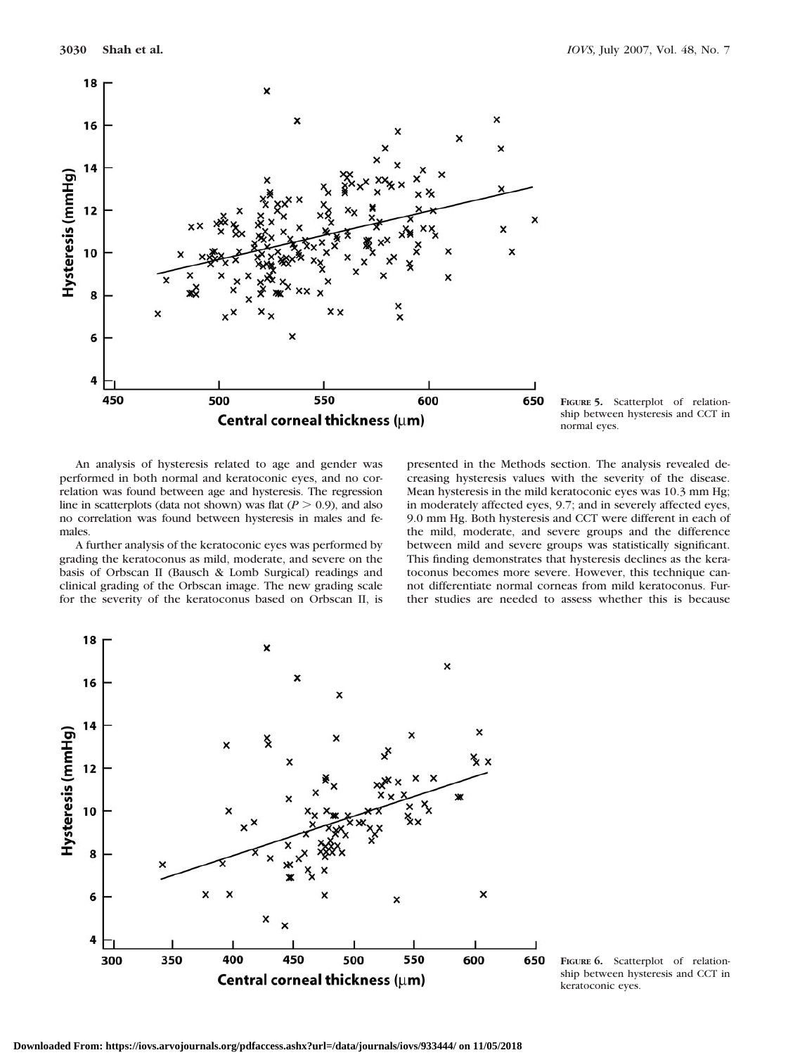**Figure 5.** Scatterplot of relationship between hysteresis and CCT in normal eyes.

An analysis of hysteresis related to age and gender was performed in both normal and keratoconic eyes, and no correlation was found between age and hysteresis. The regression line in scatterplots (data not shown) was flat ($P > 0.9$), and also no correlation was found between hysteresis in males and females.

A further analysis of the keratoconic eyes was performed by grading the keratoconus as mild, moderate, and severe on the basis of Orbscan II (Bausch & Lomb Surgical) readings and clinical grading of the Orbscan image. The new grading scale for the severity of the keratoconus based on Orbscan II, is presented in the Methods section. The analysis revealed decreasing hysteresis values with the severity of the disease. Mean hysteresis in the mild keratoconic eyes was 10.3 mm Hg; in moderately affected eyes, 9.7; and in severely affected eyes, 9.0 mm Hg. Both hysteresis and CCT were different in each of the mild, moderate, and severe groups and the difference between mild and severe groups was statistically significant. This finding demonstrates that hysteresis declines as the keratoconus becomes more severe. However, this technique cannot differentiate normal corneas from mild keratoconus. Further studies are needed to assess whether this is because

**Figure 6.** Scatterplot of relationship between hysteresis and CCT in keratoconic eyes.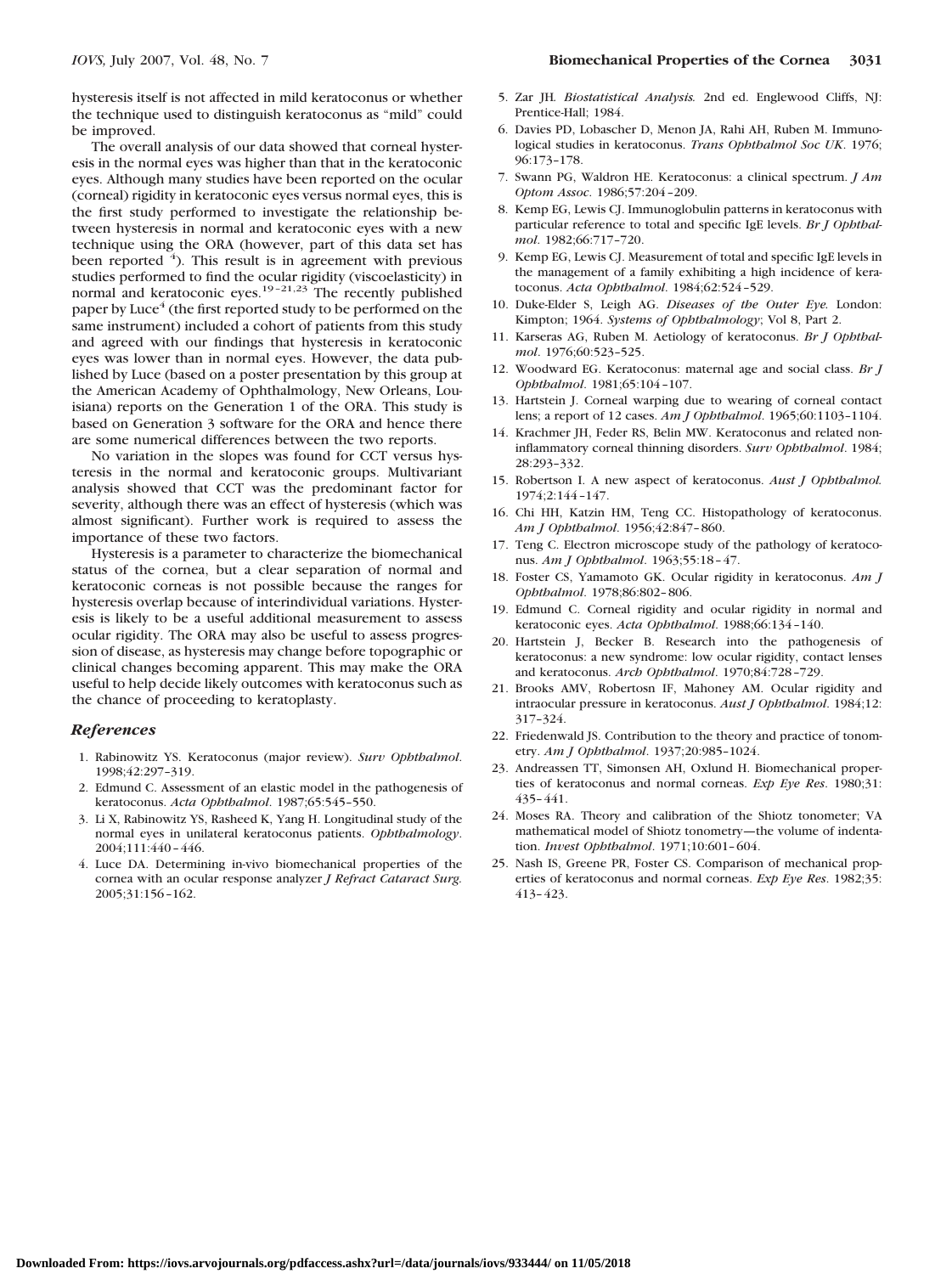hysteresis itself is not affected in mild keratoconus or whether the technique used to distinguish keratoconus as "mild" could be improved.

The overall analysis of our data showed that corneal hysteresis in the normal eyes was higher than that in the keratoconic eyes. Although many studies have been reported on the ocular (corneal) rigidity in keratoconic eyes versus normal eyes, this is the first study performed to investigate the relationship between hysteresis in normal and keratoconic eyes with a new technique using the ORA (however, part of this data set has been reported [4]). This result is in agreement with previous studies performed to find the ocular rigidity (viscoelasticity) in normal and keratoconic eyes.[19–21,23] The recently published paper by Luce[4] (the first reported study to be performed on the same instrument) included a cohort of patients from this study and agreed with our findings that hysteresis in keratoconic eyes was lower than in normal eyes. However, the data published by Luce (based on a poster presentation by this group at the American Academy of Ophthalmology, New Orleans, Louisiana) reports on the Generation 1 of the ORA. This study is based on Generation 3 software for the ORA and hence there are some numerical differences between the two reports.

No variation in the slopes was found for CCT versus hysteresis in the normal and keratoconic groups. Multivariant analysis showed that CCT was the predominant factor for severity, although there was an effect of hysteresis (which was almost significant). Further work is required to assess the importance of these two factors.

Hysteresis is a parameter to characterize the biomechanical status of the cornea, but a clear separation of normal and keratoconic corneas is not possible because the ranges for hysteresis overlap because of interindividual variations. Hysteresis is likely to be a useful additional measurement to assess ocular rigidity. The ORA may also be useful to assess progression of disease, as hysteresis may change before topographic or clinical changes becoming apparent. This may make the ORA useful to help decide likely outcomes with keratoconus such as the chance of proceeding to keratoplasty.

## References

1. Rabinowitz YS. Keratoconus (major review). *Surv Ophthalmol*. 1998;42:297–319.
2. Edmund C. Assessment of an elastic model in the pathogenesis of keratoconus. *Acta Ophthalmol*. 1987;65:545–550.
3. Li X, Rabinowitz YS, Rasheed K, Yang H. Longitudinal study of the normal eyes in unilateral keratoconus patients. *Ophthalmology*. 2004;111:440–446.
4. Luce DA. Determining in-vivo biomechanical properties of the cornea with an ocular response analyzer *J Refract Cataract Surg.* 2005;31:156–162.
5. Zar JH. *Biostatistical Analysis.* 2nd ed. Englewood Cliffs, NJ: Prentice-Hall; 1984.
6. Davies PD, Lobascher D, Menon JA, Rahi AH, Ruben M. Immunological studies in keratoconus. *Trans Ophthalmol Soc UK*. 1976; 96:173–178.
7. Swann PG, Waldron HE. Keratoconus: a clinical spectrum. *J Am Optom Assoc*. 1986;57:204–209.
8. Kemp EG, Lewis CJ. Immunoglobulin patterns in keratoconus with particular reference to total and specific IgE levels. *Br J Ophthalmol*. 1982;66:717–720.
9. Kemp EG, Lewis CJ. Measurement of total and specific IgE levels in the management of a family exhibiting a high incidence of keratoconus. *Acta Ophthalmol*. 1984;62:524–529.
10. Duke-Elder S, Leigh AG. *Diseases of the Outer Eye.* London: Kimpton; 1964. *Systems of Ophthalmology*; Vol 8, Part 2.
11. Karseras AG, Ruben M. Aetiology of keratoconus. *Br J Ophthalmol*. 1976;60:523–525.
12. Woodward EG. Keratoconus: maternal age and social class. *Br J Ophthalmol*. 1981;65:104–107.
13. Hartstein J. Corneal warping due to wearing of corneal contact lens; a report of 12 cases. *Am J Ophthalmol*. 1965;60:1103–1104.
14. Krachmer JH, Feder RS, Belin MW. Keratoconus and related non-inflammatory corneal thinning disorders. *Surv Ophthalmol*. 1984; 28:293–332.
15. Robertson I. A new aspect of keratoconus. *Aust J Ophthalmol.* 1974;2:144–147.
16. Chi HH, Katzin HM, Teng CC. Histopathology of keratoconus. *Am J Ophthalmol*. 1956;42:847–860.
17. Teng C. Electron microscope study of the pathology of keratoconus. *Am J Ophthalmol*. 1963;55:18–47.
18. Foster CS, Yamamoto GK. Ocular rigidity in keratoconus. *Am J Ophthalmol*. 1978;86:802–806.
19. Edmund C. Corneal rigidity and ocular rigidity in normal and keratoconic eyes. *Acta Ophthalmol*. 1988;66:134–140.
20. Hartstein J, Becker B. Research into the pathogenesis of keratoconus: a new syndrome: low ocular rigidity, contact lenses and keratoconus. *Arch Ophthalmol*. 1970;84:728–729.
21. Brooks AMV, Robertosn IF, Mahoney AM. Ocular rigidity and intraocular pressure in keratoconus. *Aust J Ophthalmol*. 1984;12: 317–324.
22. Friedenwald JS. Contribution to the theory and practice of tonometry. *Am J Ophthalmol*. 1937;20:985–1024.
23. Andreassen TT, Simonsen AH, Oxlund H. Biomechanical properties of keratoconus and normal corneas. *Exp Eye Res*. 1980;31: 435–441.
24. Moses RA. Theory and calibration of the Shiotz tonometer; VA mathematical model of Shiotz tonometry—the volume of indentation. *Invest Ophthalmol*. 1971;10:601–604.
25. Nash IS, Greene PR, Foster CS. Comparison of mechanical properties of keratoconus and normal corneas. *Exp Eye Res*. 1982;35: 413–423.